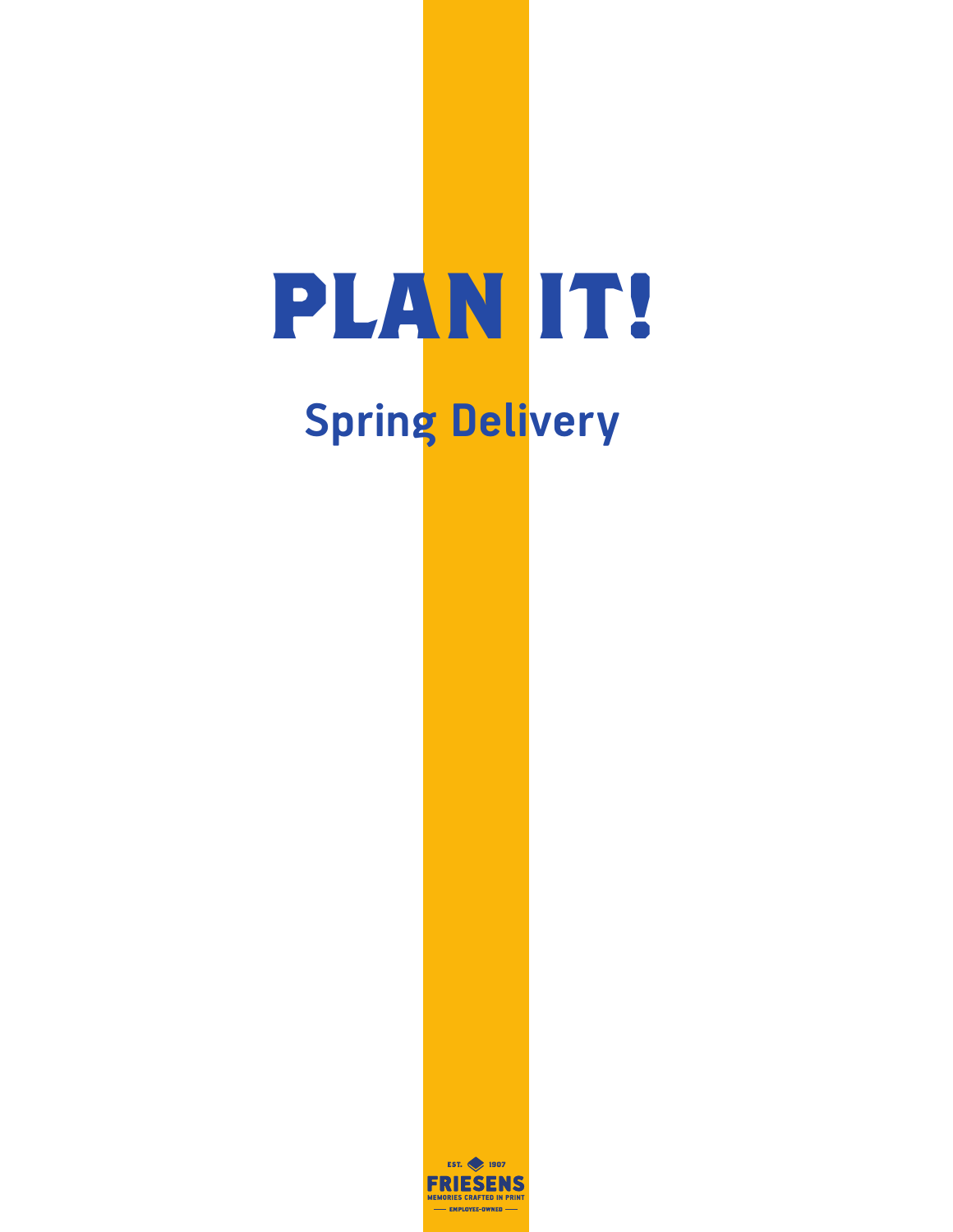# PLAN IT!

## Spring Delivery

EST. 1907
FRIESENS
MEMORIES CRAFTED IN PRINT
EMPLOYEE-OWNED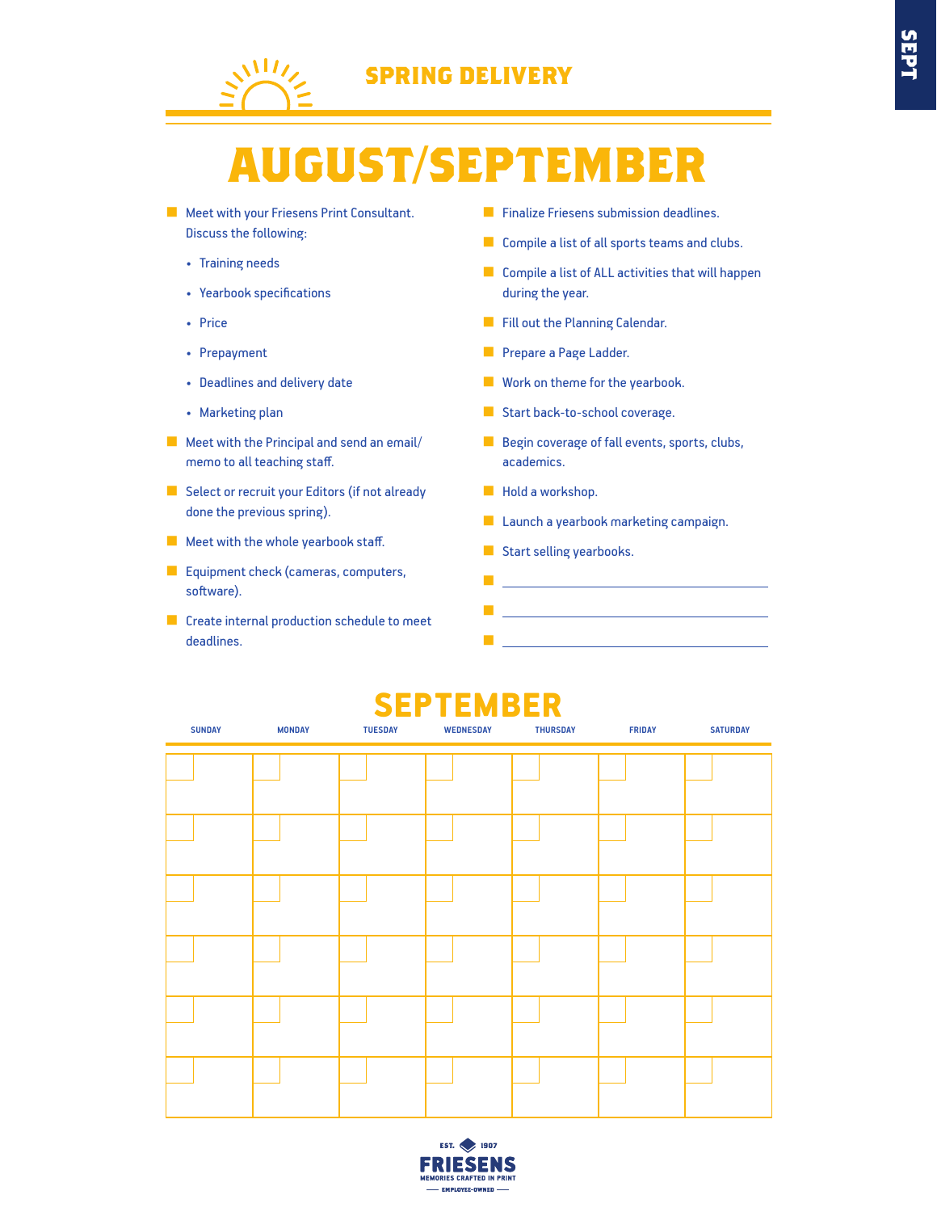SEPT

## SPRING DELIVERY

# AUGUST/SEPTEMBER

- Meet with your Friesens Print Consultant. Discuss the following:
  - Training needs
  - Yearbook specifications
  - Price
  - Prepayment
  - Deadlines and delivery date
  - Marketing plan
- Meet with the Principal and send an email/ memo to all teaching staff.
- Select or recruit your Editors (if not already done the previous spring).
- Meet with the whole yearbook staff.
- Equipment check (cameras, computers, software).
- Create internal production schedule to meet deadlines.
- Finalize Friesens submission deadlines.
- Compile a list of all sports teams and clubs.
- Compile a list of ALL activities that will happen during the year.
- Fill out the Planning Calendar.
- Prepare a Page Ladder.
- Work on theme for the yearbook.
- Start back-to-school coverage.
- Begin coverage of fall events, sports, clubs, academics.
- Hold a workshop.
- Launch a yearbook marketing campaign.
- Start selling yearbooks.
- ______________________________
- ______________________________
- ______________________________

## SEPTEMBER

| SUNDAY | MONDAY | TUESDAY | WEDNESDAY | THURSDAY | FRIDAY | SATURDAY |
|---|---|---|---|---|---|---|
| | | | | | | |
| | | | | | | |
| | | | | | | |
| | | | | | | |
| | | | | | | |
| | | | | | | |

EST. 1907
FRIESENS
MEMORIES CRAFTED IN PRINT
EMPLOYEE-OWNED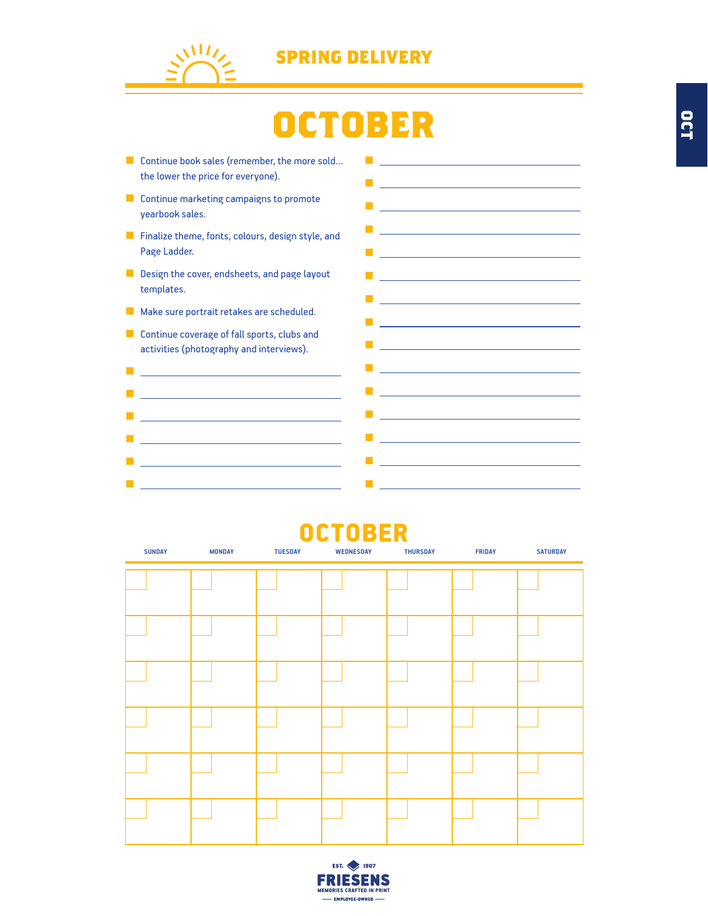## SPRING DELIVERY

# OCTOBER

- Continue book sales (remember, the more sold... the lower the price for everyone).
- Continue marketing campaigns to promote yearbook sales.
- Finalize theme, fonts, colours, design style, and Page Ladder.
- Design the cover, endsheets, and page layout templates.
- Make sure portrait retakes are scheduled.
- Continue coverage of fall sports, clubs and activities (photography and interviews).
- \_\_\_\_\_\_\_\_\_\_\_\_\_\_\_\_
- \_\_\_\_\_\_\_\_\_\_\_\_\_\_\_\_
- \_\_\_\_\_\_\_\_\_\_\_\_\_\_\_\_
- \_\_\_\_\_\_\_\_\_\_\_\_\_\_\_\_
- \_\_\_\_\_\_\_\_\_\_\_\_\_\_\_\_
- \_\_\_\_\_\_\_\_\_\_\_\_\_\_\_\_
- \_\_\_\_\_\_\_\_\_\_\_\_\_\_\_\_
- \_\_\_\_\_\_\_\_\_\_\_\_\_\_\_\_
- \_\_\_\_\_\_\_\_\_\_\_\_\_\_\_\_
- \_\_\_\_\_\_\_\_\_\_\_\_\_\_\_\_
- \_\_\_\_\_\_\_\_\_\_\_\_\_\_\_\_
- \_\_\_\_\_\_\_\_\_\_\_\_\_\_\_\_
- \_\_\_\_\_\_\_\_\_\_\_\_\_\_\_\_
- \_\_\_\_\_\_\_\_\_\_\_\_\_\_\_\_
- \_\_\_\_\_\_\_\_\_\_\_\_\_\_\_\_
- \_\_\_\_\_\_\_\_\_\_\_\_\_\_\_\_
- \_\_\_\_\_\_\_\_\_\_\_\_\_\_\_\_
- \_\_\_\_\_\_\_\_\_\_\_\_\_\_\_\_
- \_\_\_\_\_\_\_\_\_\_\_\_\_\_\_\_
- \_\_\_\_\_\_\_\_\_\_\_\_\_\_\_\_
- \_\_\_\_\_\_\_\_\_\_\_\_\_\_\_\_

## OCTOBER

| SUNDAY | MONDAY | TUESDAY | WEDNESDAY | THURSDAY | FRIDAY | SATURDAY |
|---|---|---|---|---|---|---|
| | | | | | | |
| | | | | | | |
| | | | | | | |
| | | | | | | |
| | | | | | | |
| | | | | | | |

EST. 1907
FRIESENS
MEMORIES CRAFTED IN PRINT
EMPLOYEE-OWNED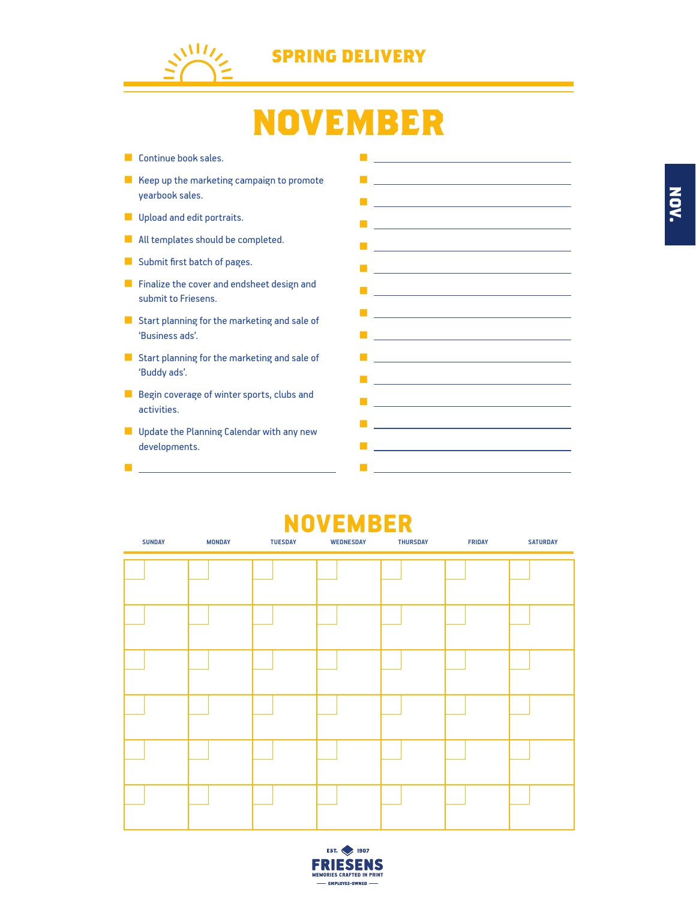## SPRING DELIVERY

# NOVEMBER

- Continue book sales.
- Keep up the marketing campaign to promote yearbook sales.
- Upload and edit portraits.
- All templates should be completed.
- Submit first batch of pages.
- Finalize the cover and endsheet design and submit to Friesens.
- Start planning for the marketing and sale of 'Business ads'.
- Start planning for the marketing and sale of 'Buddy ads'.
- Begin coverage of winter sports, clubs and activities.
- Update the Planning Calendar with any new developments.
- ______________________

- ______________________
- ______________________
- ______________________
- ______________________
- ______________________
- ______________________
- ______________________
- ______________________
- ______________________
- ______________________
- ______________________
- ______________________
- ______________________
- ______________________
- ______________________

## NOVEMBER

| SUNDAY | MONDAY | TUESDAY | WEDNESDAY | THURSDAY | FRIDAY | SATURDAY |
|---|---|---|---|---|---|---|
| | | | | | | |
| | | | | | | |
| | | | | | | |
| | | | | | | |
| | | | | | | |
| | | | | | | |

EST. 1907
FRIESENS
MEMORIES CRAFTED IN PRINT
EMPLOYEE-OWNED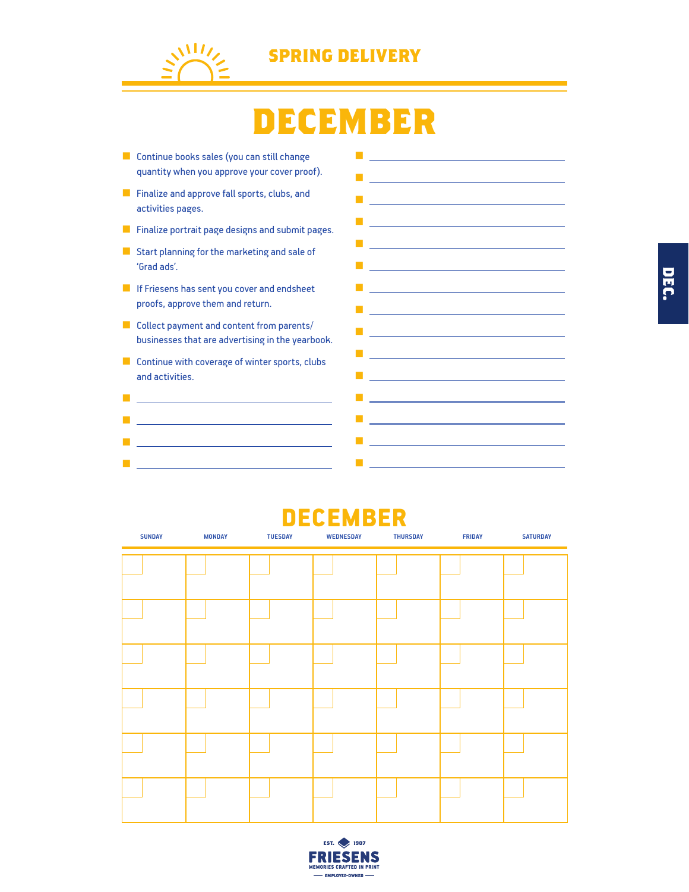# SPRING DELIVERY

## DECEMBER

- Continue books sales (you can still change quantity when you approve your cover proof).
- Finalize and approve fall sports, clubs, and activities pages.
- Finalize portrait page designs and submit pages.
- Start planning for the marketing and sale of 'Grad ads'.
- If Friesens has sent you cover and endsheet proofs, approve them and return.
- Collect payment and content from parents/businesses that are advertising in the yearbook.
- Continue with coverage of winter sports, clubs and activities.

## DECEMBER

| SUNDAY | MONDAY | TUESDAY | WEDNESDAY | THURSDAY | FRIDAY | SATURDAY |
|---|---|---|---|---|---|---|
| | | | | | | |
| | | | | | | |
| | | | | | | |
| | | | | | | |
| | | | | | | |
| | | | | | | |

DEC.

EST. 1907
FRIESENS
MEMORIES CRAFTED IN PRINT
EMPLOYEE-OWNED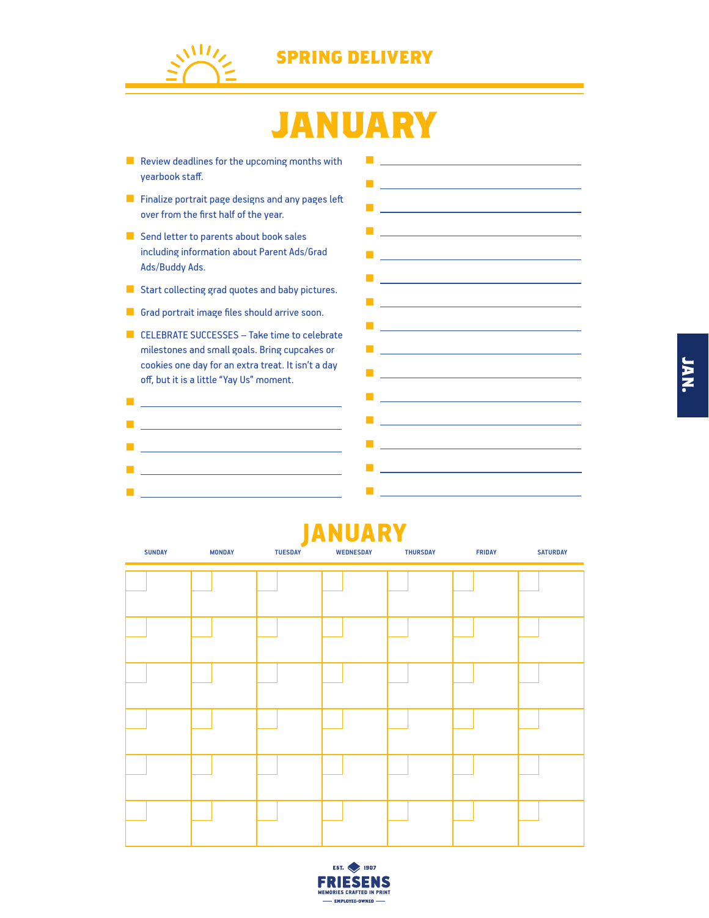## SPRING DELIVERY

# JANUARY

- Review deadlines for the upcoming months with yearbook staff.
- Finalize portrait page designs and any pages left over from the first half of the year.
- Send letter to parents about book sales including information about Parent Ads/Grad Ads/Buddy Ads.
- Start collecting grad quotes and baby pictures.
- Grad portrait image files should arrive soon.
- CELEBRATE SUCCESSES – Take time to celebrate milestones and small goals. Bring cupcakes or cookies one day for an extra treat. It isn't a day off, but it is a little "Yay Us" moment.
- ______________________
- ______________________
- ______________________
- ______________________
- ______________________
- ______________________
- ______________________
- ______________________
- ______________________
- ______________________
- ______________________
- ______________________
- ______________________
- ______________________
- ______________________
- ______________________
- ______________________
- ______________________
- ______________________
- ______________________

## JANUARY

| SUNDAY | MONDAY | TUESDAY | WEDNESDAY | THURSDAY | FRIDAY | SATURDAY |
|---|---|---|---|---|---|---|
| | | | | | | |
| | | | | | | |
| | | | | | | |
| | | | | | | |
| | | | | | | |
| | | | | | | |

JAN.

EST. 1907
FRIESENS
MEMORIES CRAFTED IN PRINT
EMPLOYEE-OWNED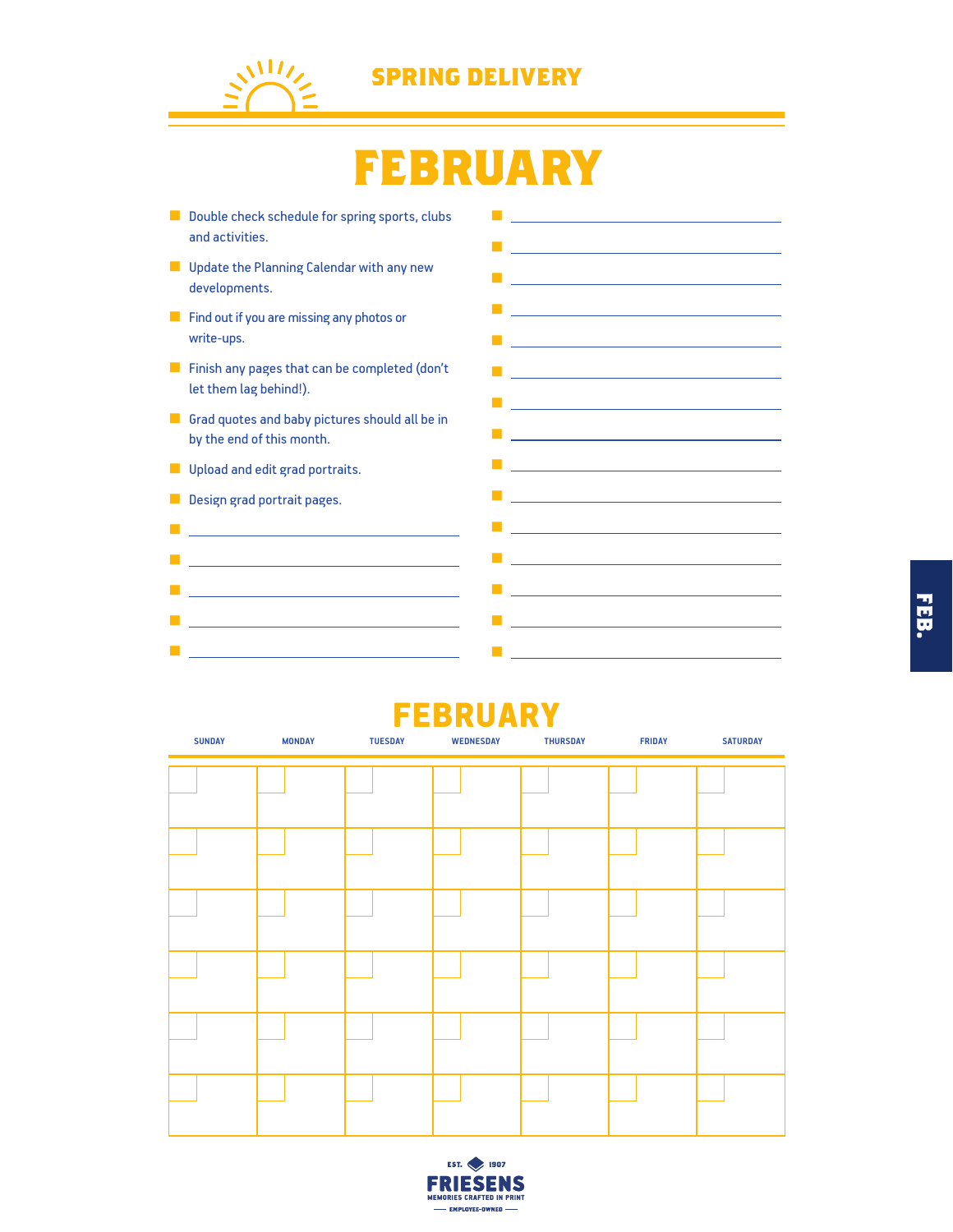## SPRING DELIVERY

# FEBRUARY

- Double check schedule for spring sports, clubs and activities.
- Update the Planning Calendar with any new developments.
- Find out if you are missing any photos or write-ups.
- Finish any pages that can be completed (don't let them lag behind!).
- Grad quotes and baby pictures should all be in by the end of this month.
- Upload and edit grad portraits.
- Design grad portrait pages.
- ______________________
- ______________________
- ______________________
- ______________________
- ______________________
- ______________________
- ______________________
- ______________________
- ______________________
- ______________________
- ______________________
- ______________________
- ______________________
- ______________________
- ______________________
- ______________________
- ______________________
- ______________________
- ______________________
- ______________________

## FEBRUARY

| SUNDAY | MONDAY | TUESDAY | WEDNESDAY | THURSDAY | FRIDAY | SATURDAY |
|---|---|---|---|---|---|---|
| | | | | | | |
| | | | | | | |
| | | | | | | |
| | | | | | | |
| | | | | | | |
| | | | | | | |

FEB.

EST. 1907
FRIESENS
MEMORIES CRAFTED IN PRINT
EMPLOYEE-OWNED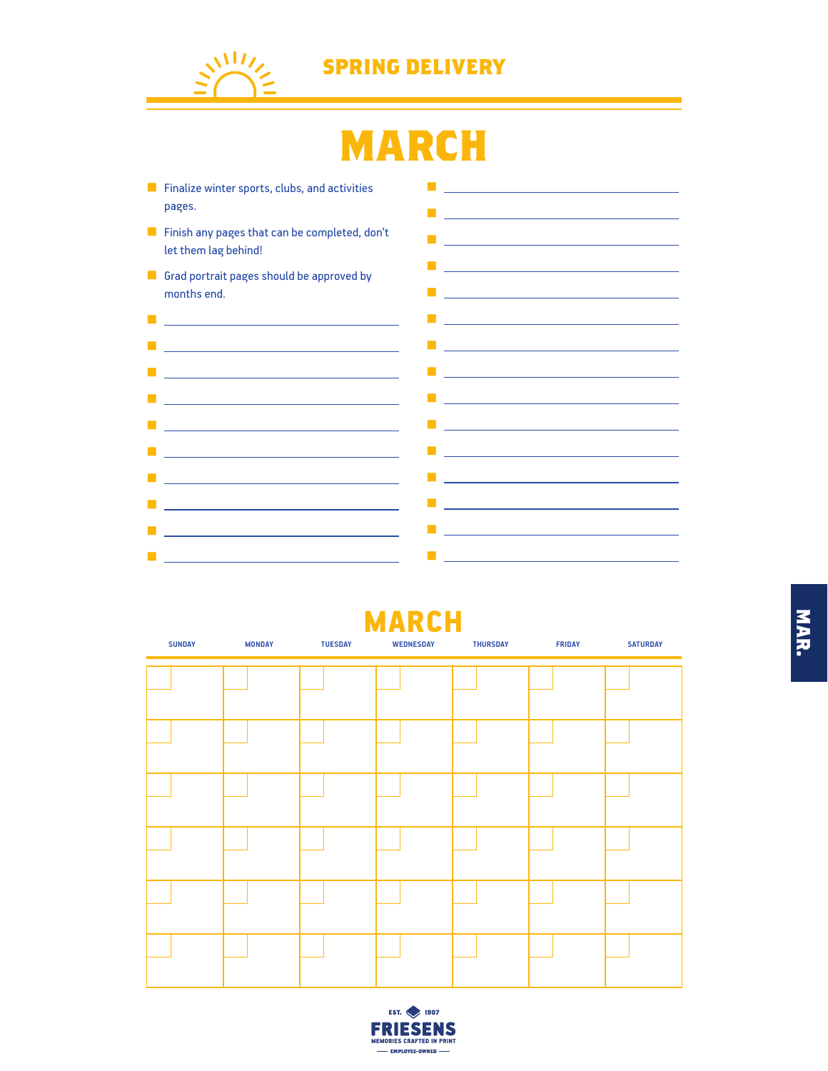## SPRING DELIVERY

# MARCH

- Finalize winter sports, clubs, and activities pages.
- Finish any pages that can be completed, don't let them lag behind!
- Grad portrait pages should be approved by months end.

## MARCH

| SUNDAY | MONDAY | TUESDAY | WEDNESDAY | THURSDAY | FRIDAY | SATURDAY |
|---|---|---|---|---|---|---|
| | | | | | | |
| | | | | | | |
| | | | | | | |
| | | | | | | |
| | | | | | | |
| | | | | | | |

MAR.

EST. 1907
FRIESENS
MEMORIES CRAFTED IN PRINT
EMPLOYEE-OWNED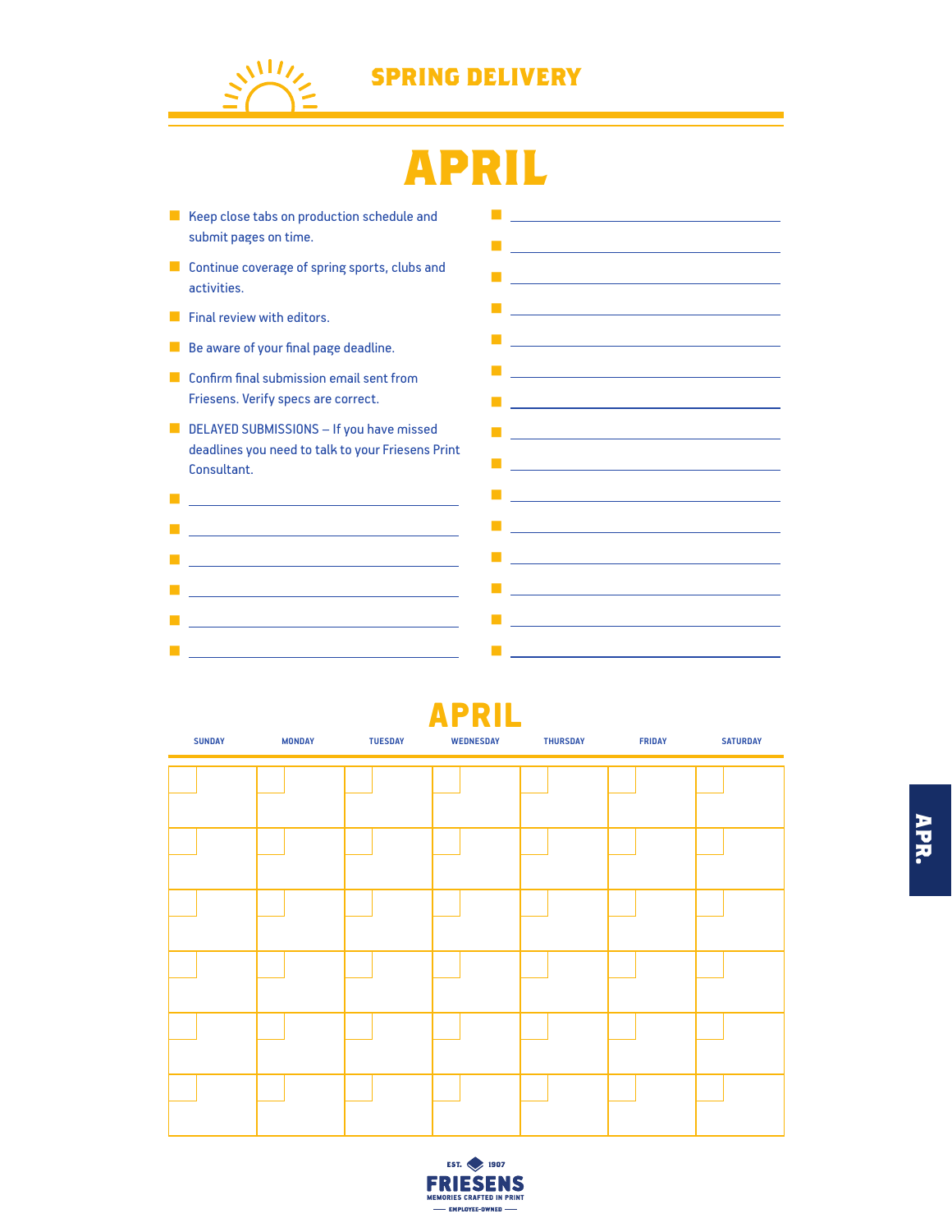# SPRING DELIVERY

## APRIL

- Keep close tabs on production schedule and submit pages on time.
- Continue coverage of spring sports, clubs and activities.
- Final review with editors.
- Be aware of your final page deadline.
- Confirm final submission email sent from Friesens. Verify specs are correct.
- DELAYED SUBMISSIONS – If you have missed deadlines you need to talk to your Friesens Print Consultant.
- ______________________
- ______________________
- ______________________
- ______________________
- ______________________
- ______________________
- ______________________
- ______________________
- ______________________
- ______________________
- ______________________
- ______________________
- ______________________
- ______________________
- ______________________
- ______________________
- ______________________
- ______________________
- ______________________
- ______________________
- ______________________

## APRIL

| SUNDAY | MONDAY | TUESDAY | WEDNESDAY | THURSDAY | FRIDAY | SATURDAY |
|---|---|---|---|---|---|---|
| | | | | | | |
| | | | | | | |
| | | | | | | |
| | | | | | | |
| | | | | | | |
| | | | | | | |

APR.

EST. 1907 FRIESENS MEMORIES CRAFTED IN PRINT — EMPLOYEE-OWNED —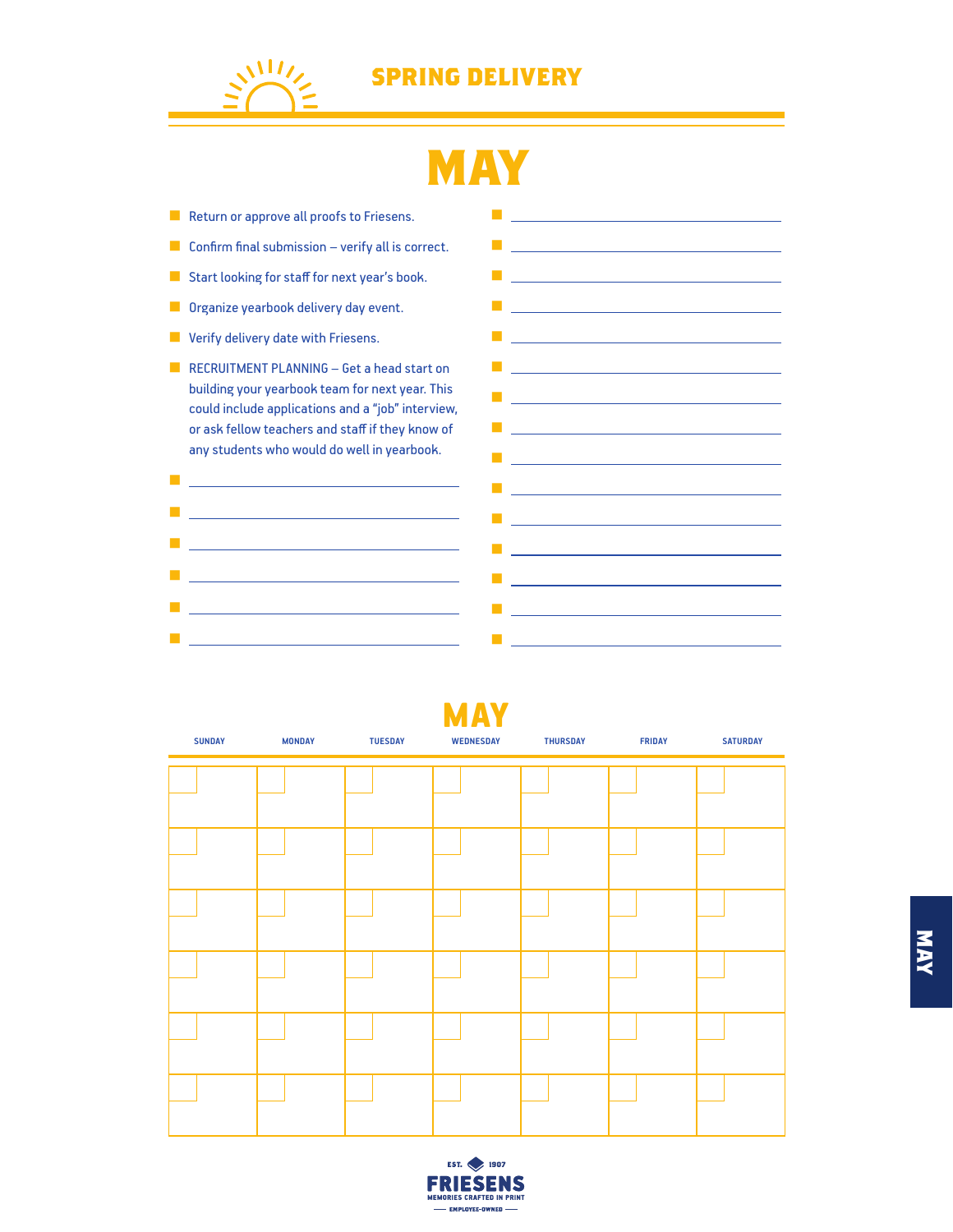## SPRING DELIVERY

# MAY

- Return or approve all proofs to Friesens.
- Confirm final submission – verify all is correct.
- Start looking for staff for next year's book.
- Organize yearbook delivery day event.
- Verify delivery date with Friesens.
- RECRUITMENT PLANNING – Get a head start on building your yearbook team for next year. This could include applications and a "job" interview, or ask fellow teachers and staff if they know of any students who would do well in yearbook.

## MAY

| SUNDAY | MONDAY | TUESDAY | WEDNESDAY | THURSDAY | FRIDAY | SATURDAY |
|---|---|---|---|---|---|---|
| | | | | | | |
| | | | | | | |
| | | | | | | |
| | | | | | | |
| | | | | | | |
| | | | | | | |

EST. 1907
FRIESENS
MEMORIES CRAFTED IN PRINT
EMPLOYEE-OWNED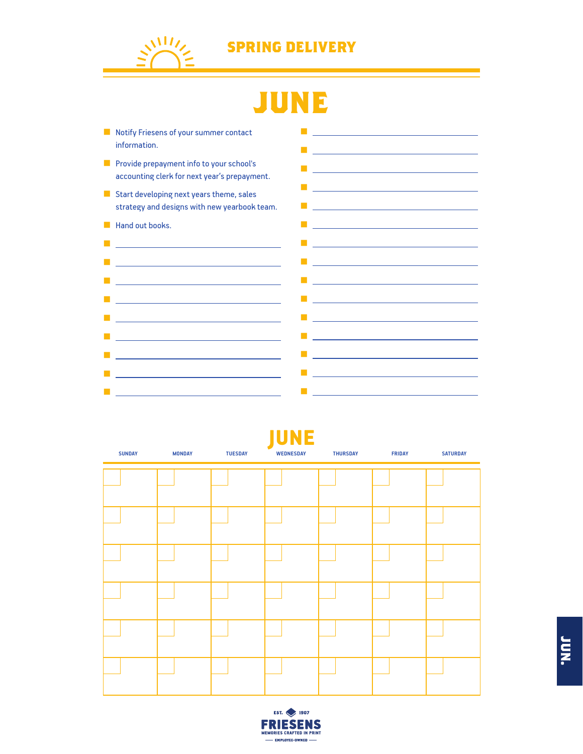## SPRING DELIVERY

# JUNE

- Notify Friesens of your summer contact information.
- Provide prepayment info to your school's accounting clerk for next year's prepayment.
- Start developing next years theme, sales strategy and designs with new yearbook team.
- Hand out books.

## JUNE

| SUNDAY | MONDAY | TUESDAY | WEDNESDAY | THURSDAY | FRIDAY | SATURDAY |
|---|---|---|---|---|---|---|
| | | | | | | |
| | | | | | | |
| | | | | | | |
| | | | | | | |
| | | | | | | |
| | | | | | | |

JUN.

EST. 1907
FRIESENS
MEMORIES CRAFTED IN PRINT
EMPLOYEE-OWNED